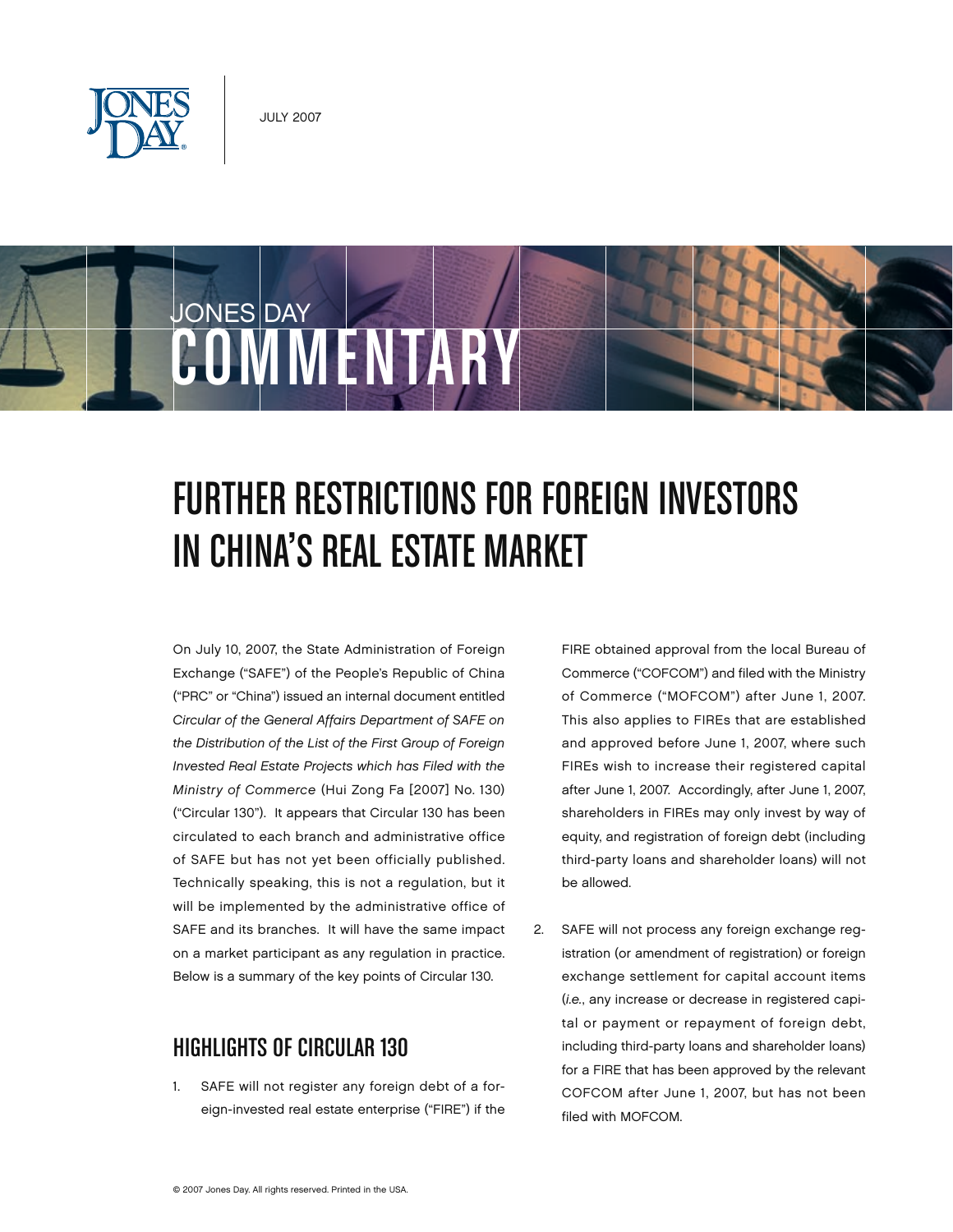JULY 2007

JONES DAY

# COMMENTARY

# FURTHER RESTRICTIONS FOR FOREIGN INVESTORS IN CHINA'S REAL ESTATE MARKET

On July 10, 2007, the State Administration of Foreign Exchange ("SAFE") of the People's Republic of China ("PRC" or "China") issued an internal document entitled *Circular of the General Affairs Department of SAFE on the Distribution of the List of the First Group of Foreign Invested Real Estate Projects which has Filed with the Ministry of Commerce* (Hui Zong Fa [2007] No. 130) ("Circular 130"). It appears that Circular 130 has been circulated to each branch and administrative office of SAFE but has not yet been officially published. Technically speaking, this is not a regulation, but it will be implemented by the administrative office of SAFE and its branches. It will have the same impact on a market participant as any regulation in practice. Below is a summary of the key points of Circular 130.

## HIGHLIGHTS OF CIRCULAR 130

1. SAFE will not register any foreign debt of a foreign-invested real estate enterprise ("FIRE") if the FIRE obtained approval from the local Bureau of Commerce ("COFCOM") and filed with the Ministry of Commerce ("MOFCOM") after June 1, 2007. This also applies to FIREs that are established and approved before June 1, 2007, where such FIREs wish to increase their registered capital after June 1, 2007. Accordingly, after June 1, 2007, shareholders in FIREs may only invest by way of equity, and registration of foreign debt (including third-party loans and shareholder loans) will not be allowed.

2. SAFE will not process any foreign exchange registration (or amendment of registration) or foreign exchange settlement for capital account items (*i.e.*, any increase or decrease in registered capital or payment or repayment of foreign debt, including third-party loans and shareholder loans) for a FIRE that has been approved by the relevant COFCOM after June 1, 2007, but has not been filed with MOFCOM.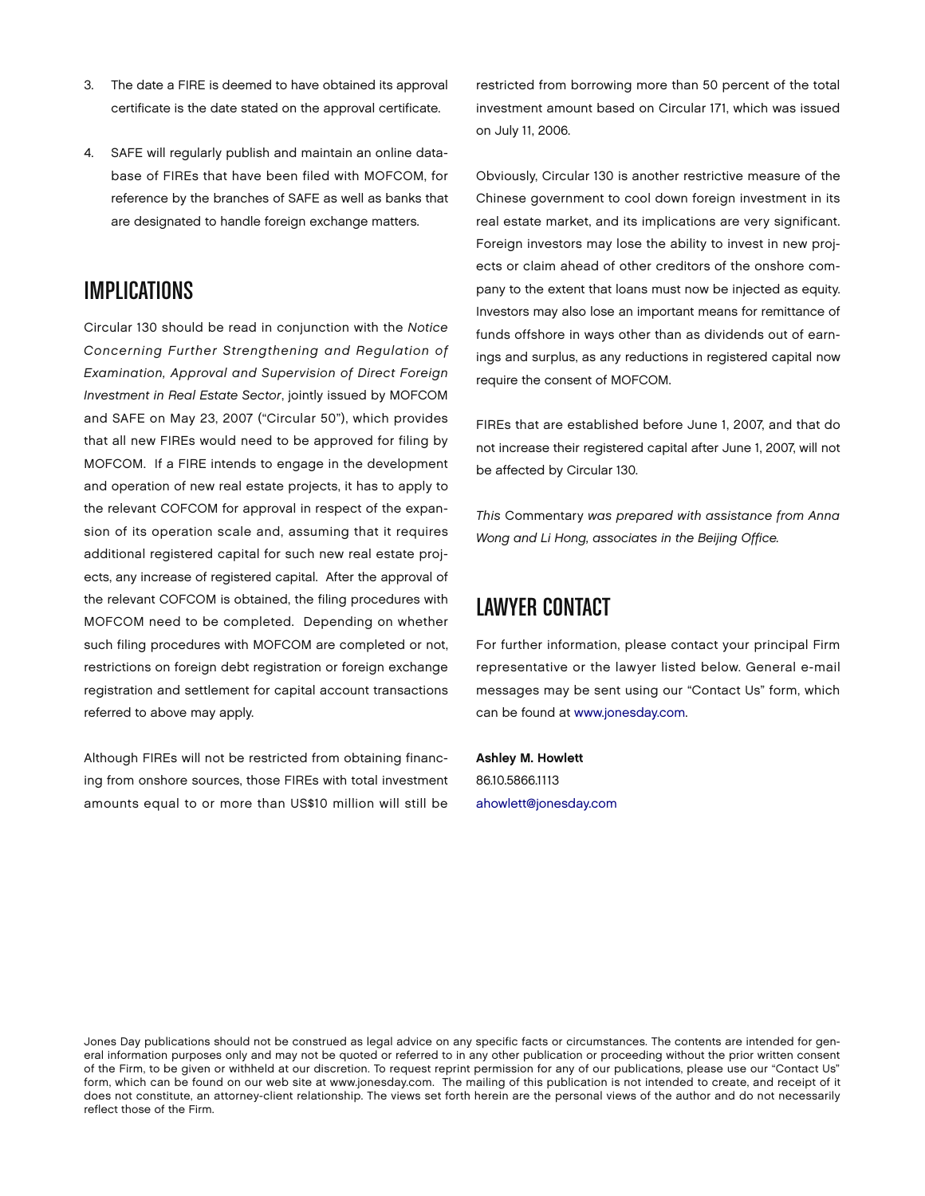3. The date a FIRE is deemed to have obtained its approval certificate is the date stated on the approval certificate.

4. SAFE will regularly publish and maintain an online database of FIREs that have been filed with MOFCOM, for reference by the branches of SAFE as well as banks that are designated to handle foreign exchange matters.

## IMPLICATIONS

Circular 130 should be read in conjunction with the *Notice Concerning Further Strengthening and Regulation of Examination, Approval and Supervision of Direct Foreign Investment in Real Estate Sector*, jointly issued by MOFCOM and SAFE on May 23, 2007 ("Circular 50"), which provides that all new FIREs would need to be approved for filing by MOFCOM. If a FIRE intends to engage in the development and operation of new real estate projects, it has to apply to the relevant COFCOM for approval in respect of the expansion of its operation scale and, assuming that it requires additional registered capital for such new real estate projects, any increase of registered capital. After the approval of the relevant COFCOM is obtained, the filing procedures with MOFCOM need to be completed. Depending on whether such filing procedures with MOFCOM are completed or not, restrictions on foreign debt registration or foreign exchange registration and settlement for capital account transactions referred to above may apply.

Although FIREs will not be restricted from obtaining financing from onshore sources, those FIREs with total investment amounts equal to or more than US$10 million will still be restricted from borrowing more than 50 percent of the total investment amount based on Circular 171, which was issued on July 11, 2006.

Obviously, Circular 130 is another restrictive measure of the Chinese government to cool down foreign investment in its real estate market, and its implications are very significant. Foreign investors may lose the ability to invest in new projects or claim ahead of other creditors of the onshore company to the extent that loans must now be injected as equity. Investors may also lose an important means for remittance of funds offshore in ways other than as dividends out of earnings and surplus, as any reductions in registered capital now require the consent of MOFCOM.

FIREs that are established before June 1, 2007, and that do not increase their registered capital after June 1, 2007, will not be affected by Circular 130.

*This* Commentary *was prepared with assistance from Anna Wong and Li Hong, associates in the Beijing Office.*

## LAWYER CONTACT

For further information, please contact your principal Firm representative or the lawyer listed below. General e-mail messages may be sent using our "Contact Us" form, which can be found at www.jonesday.com.

**Ashley M. Howlett**
86.10.5866.1113
ahowlett@jonesday.com

Jones Day publications should not be construed as legal advice on any specific facts or circumstances. The contents are intended for general information purposes only and may not be quoted or referred to in any other publication or proceeding without the prior written consent of the Firm, to be given or withheld at our discretion. To request reprint permission for any of our publications, please use our "Contact Us" form, which can be found on our web site at www.jonesday.com. The mailing of this publication is not intended to create, and receipt of it does not constitute, an attorney-client relationship. The views set forth herein are the personal views of the author and do not necessarily reflect those of the Firm.